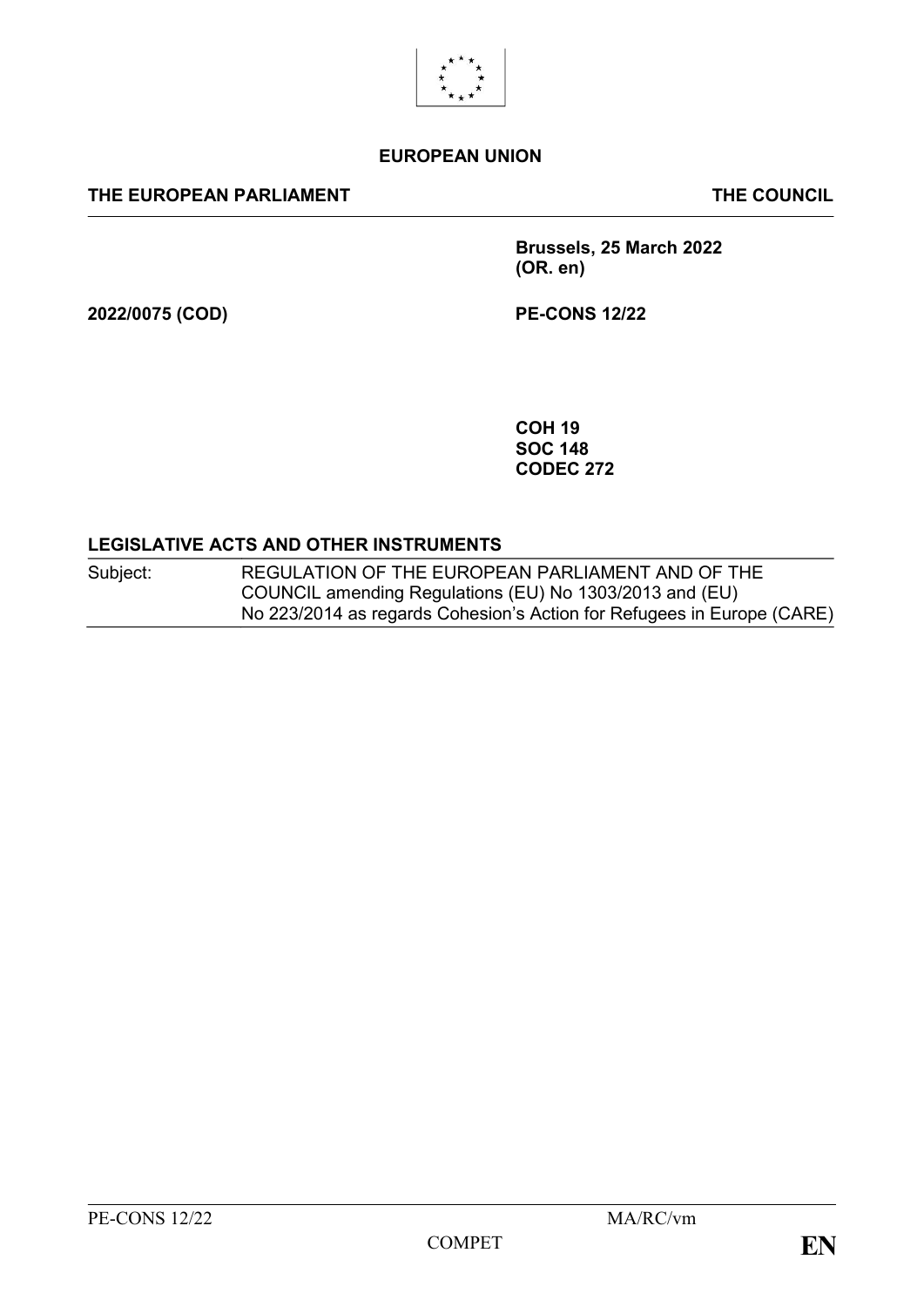**EUROPEAN UNION**

**THE EUROPEAN PARLIAMENT** **THE COUNCIL**

**Brussels, 25 March 2022**
**(OR. en)**

**2022/0075 (COD)** **PE-CONS 12/22**

**COH 19**
**SOC 148**
**CODEC 272**

**LEGISLATIVE ACTS AND OTHER INSTRUMENTS**

| | |
|---|---|
| Subject: | REGULATION OF THE EUROPEAN PARLIAMENT AND OF THE COUNCIL amending Regulations (EU) No 1303/2013 and (EU) No 223/2014 as regards Cohesion's Action for Refugees in Europe (CARE) |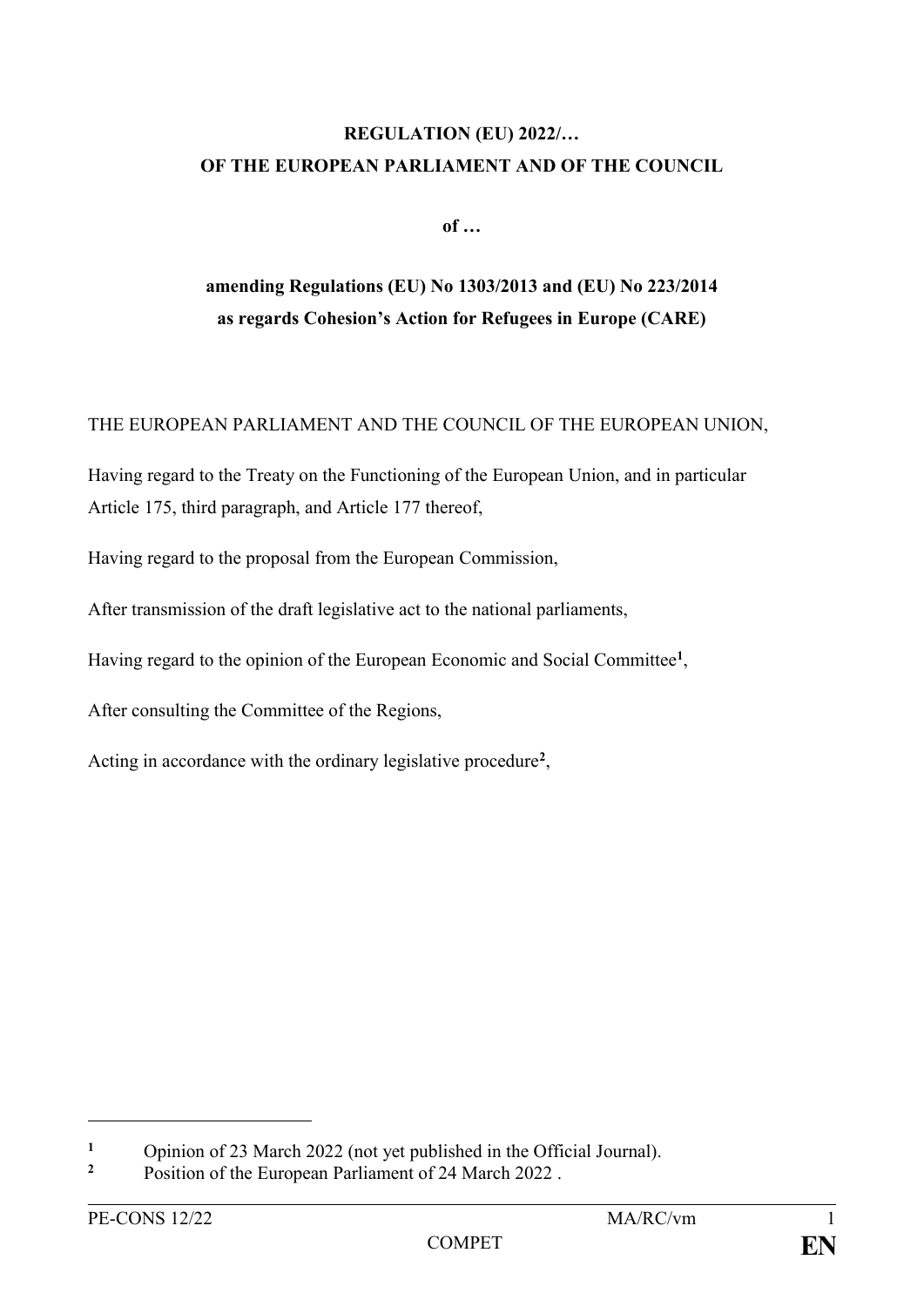**REGULATION (EU) 2022/…**
**OF THE EUROPEAN PARLIAMENT AND OF THE COUNCIL**

**of …**

**amending Regulations (EU) No 1303/2013 and (EU) No 223/2014**
**as regards Cohesion's Action for Refugees in Europe (CARE)**

THE EUROPEAN PARLIAMENT AND THE COUNCIL OF THE EUROPEAN UNION,

Having regard to the Treaty on the Functioning of the European Union, and in particular Article 175, third paragraph, and Article 177 thereof,

Having regard to the proposal from the European Commission,

After transmission of the draft legislative act to the national parliaments,

Having regard to the opinion of the European Economic and Social Committee[1],

After consulting the Committee of the Regions,

Acting in accordance with the ordinary legislative procedure[2],

---

[1] Opinion of 23 March 2022 (not yet published in the Official Journal).

[2] Position of the European Parliament of 24 March 2022 .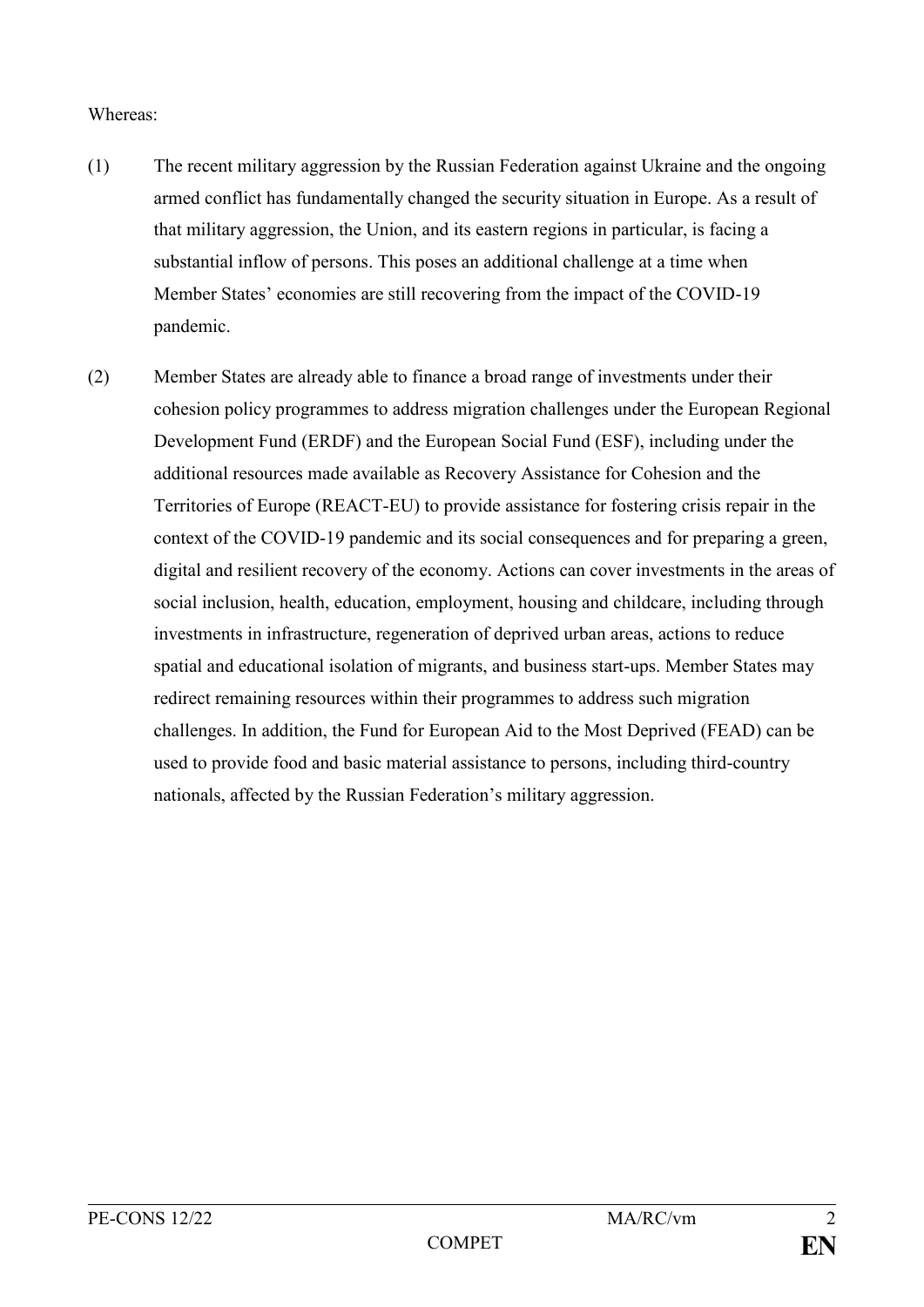Whereas:

(1) The recent military aggression by the Russian Federation against Ukraine and the ongoing armed conflict has fundamentally changed the security situation in Europe. As a result of that military aggression, the Union, and its eastern regions in particular, is facing a substantial inflow of persons. This poses an additional challenge at a time when Member States' economies are still recovering from the impact of the COVID-19 pandemic.

(2) Member States are already able to finance a broad range of investments under their cohesion policy programmes to address migration challenges under the European Regional Development Fund (ERDF) and the European Social Fund (ESF), including under the additional resources made available as Recovery Assistance for Cohesion and the Territories of Europe (REACT-EU) to provide assistance for fostering crisis repair in the context of the COVID-19 pandemic and its social consequences and for preparing a green, digital and resilient recovery of the economy. Actions can cover investments in the areas of social inclusion, health, education, employment, housing and childcare, including through investments in infrastructure, regeneration of deprived urban areas, actions to reduce spatial and educational isolation of migrants, and business start-ups. Member States may redirect remaining resources within their programmes to address such migration challenges. In addition, the Fund for European Aid to the Most Deprived (FEAD) can be used to provide food and basic material assistance to persons, including third-country nationals, affected by the Russian Federation's military aggression.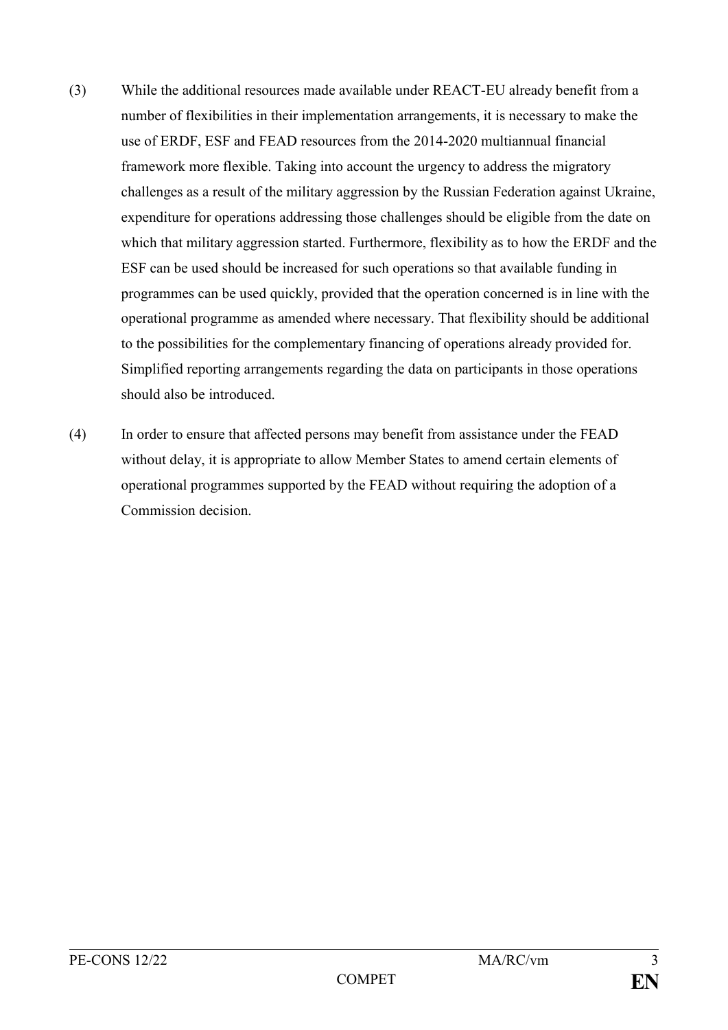(3) While the additional resources made available under REACT-EU already benefit from a number of flexibilities in their implementation arrangements, it is necessary to make the use of ERDF, ESF and FEAD resources from the 2014-2020 multiannual financial framework more flexible. Taking into account the urgency to address the migratory challenges as a result of the military aggression by the Russian Federation against Ukraine, expenditure for operations addressing those challenges should be eligible from the date on which that military aggression started. Furthermore, flexibility as to how the ERDF and the ESF can be used should be increased for such operations so that available funding in programmes can be used quickly, provided that the operation concerned is in line with the operational programme as amended where necessary. That flexibility should be additional to the possibilities for the complementary financing of operations already provided for. Simplified reporting arrangements regarding the data on participants in those operations should also be introduced.

(4) In order to ensure that affected persons may benefit from assistance under the FEAD without delay, it is appropriate to allow Member States to amend certain elements of operational programmes supported by the FEAD without requiring the adoption of a Commission decision.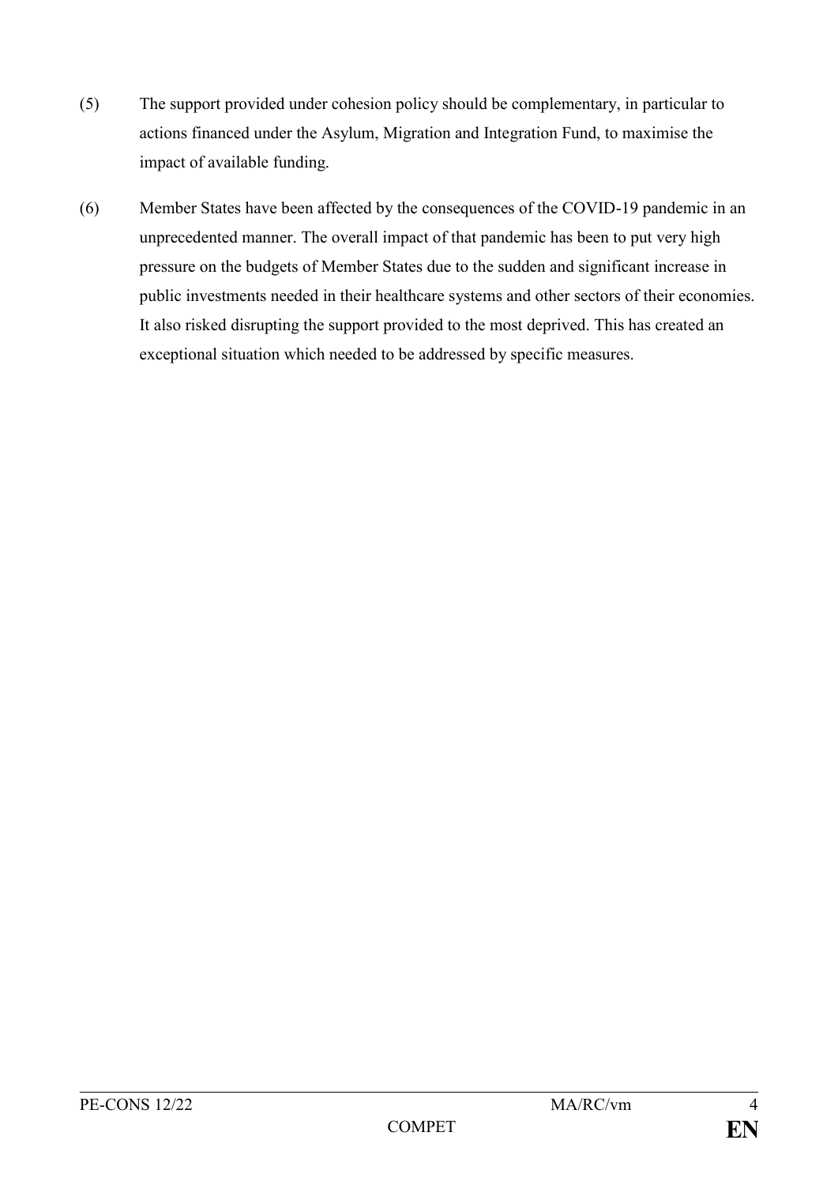(5) The support provided under cohesion policy should be complementary, in particular to actions financed under the Asylum, Migration and Integration Fund, to maximise the impact of available funding.

(6) Member States have been affected by the consequences of the COVID-19 pandemic in an unprecedented manner. The overall impact of that pandemic has been to put very high pressure on the budgets of Member States due to the sudden and significant increase in public investments needed in their healthcare systems and other sectors of their economies. It also risked disrupting the support provided to the most deprived. This has created an exceptional situation which needed to be addressed by specific measures.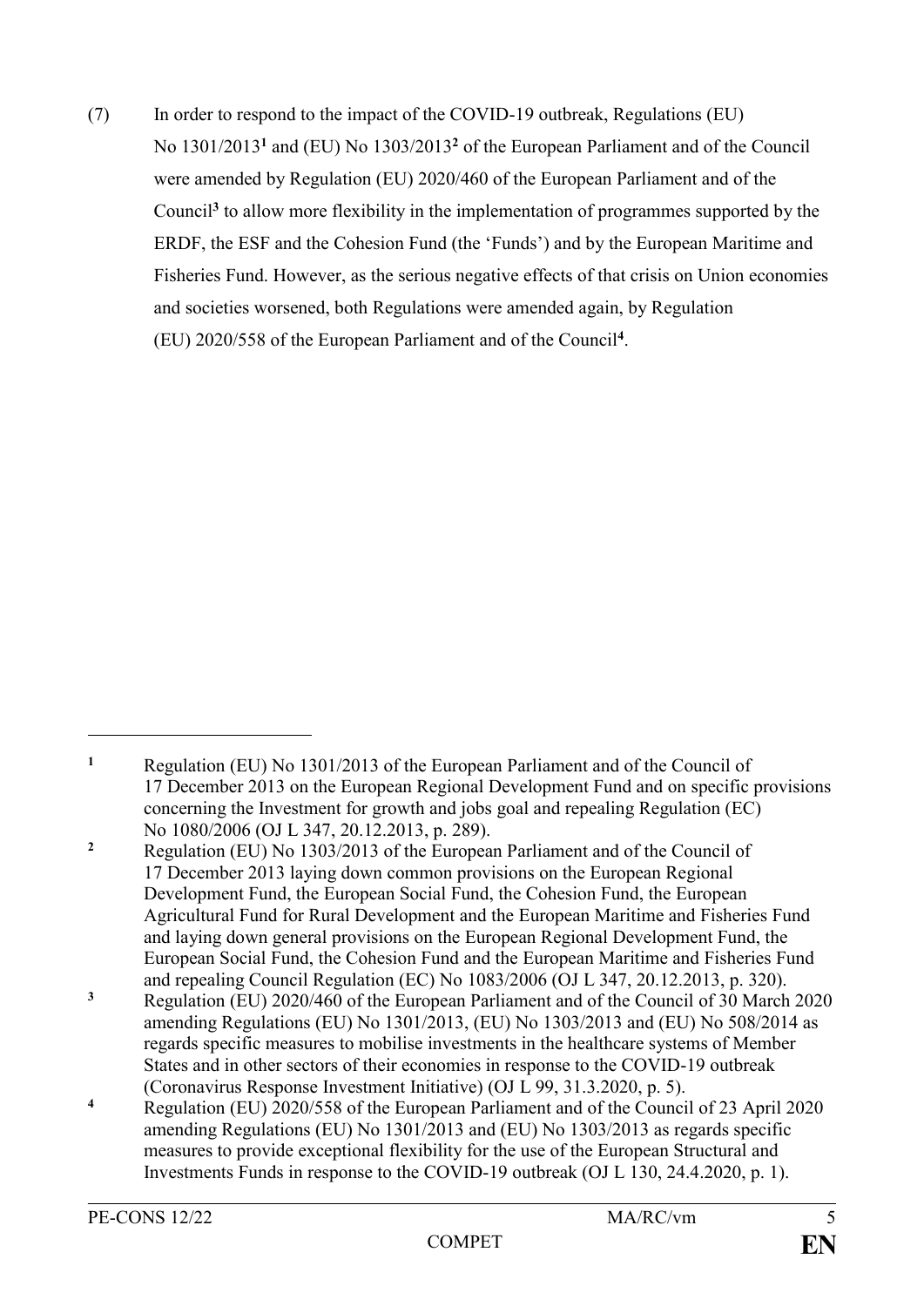(7) In order to respond to the impact of the COVID-19 outbreak, Regulations (EU) No 1301/2013[1] and (EU) No 1303/2013[2] of the European Parliament and of the Council were amended by Regulation (EU) 2020/460 of the European Parliament and of the Council[3] to allow more flexibility in the implementation of programmes supported by the ERDF, the ESF and the Cohesion Fund (the 'Funds') and by the European Maritime and Fisheries Fund. However, as the serious negative effects of that crisis on Union economies and societies worsened, both Regulations were amended again, by Regulation (EU) 2020/558 of the European Parliament and of the Council[4].

---

[1] Regulation (EU) No 1301/2013 of the European Parliament and of the Council of 17 December 2013 on the European Regional Development Fund and on specific provisions concerning the Investment for growth and jobs goal and repealing Regulation (EC) No 1080/2006 (OJ L 347, 20.12.2013, p. 289).

[2] Regulation (EU) No 1303/2013 of the European Parliament and of the Council of 17 December 2013 laying down common provisions on the European Regional Development Fund, the European Social Fund, the Cohesion Fund, the European Agricultural Fund for Rural Development and the European Maritime and Fisheries Fund and laying down general provisions on the European Regional Development Fund, the European Social Fund, the Cohesion Fund and the European Maritime and Fisheries Fund and repealing Council Regulation (EC) No 1083/2006 (OJ L 347, 20.12.2013, p. 320).

[3] Regulation (EU) 2020/460 of the European Parliament and of the Council of 30 March 2020 amending Regulations (EU) No 1301/2013, (EU) No 1303/2013 and (EU) No 508/2014 as regards specific measures to mobilise investments in the healthcare systems of Member States and in other sectors of their economies in response to the COVID-19 outbreak (Coronavirus Response Investment Initiative) (OJ L 99, 31.3.2020, p. 5).

[4] Regulation (EU) 2020/558 of the European Parliament and of the Council of 23 April 2020 amending Regulations (EU) No 1301/2013 and (EU) No 1303/2013 as regards specific measures to provide exceptional flexibility for the use of the European Structural and Investments Funds in response to the COVID-19 outbreak (OJ L 130, 24.4.2020, p. 1).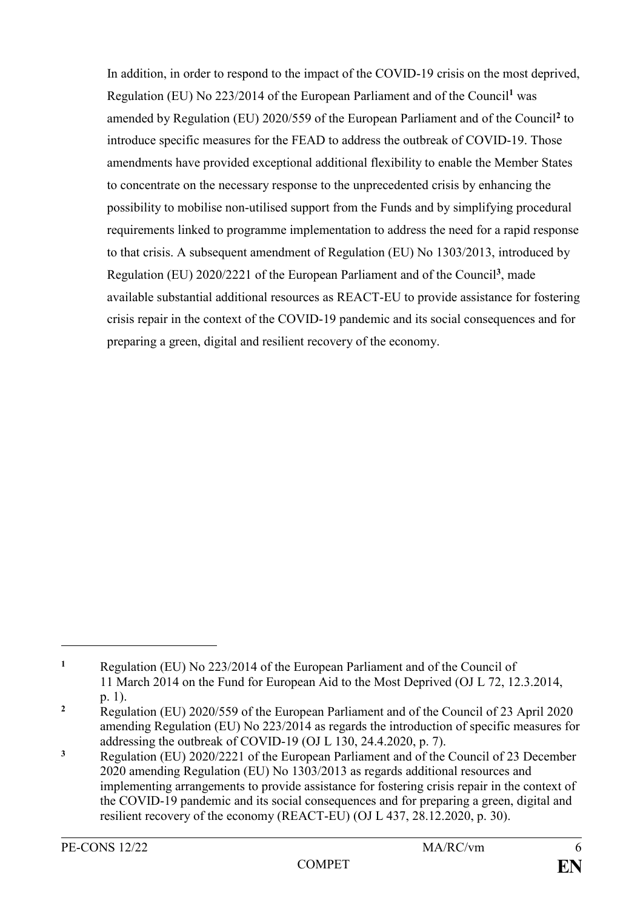In addition, in order to respond to the impact of the COVID-19 crisis on the most deprived, Regulation (EU) No 223/2014 of the European Parliament and of the Council[1] was amended by Regulation (EU) 2020/559 of the European Parliament and of the Council[2] to introduce specific measures for the FEAD to address the outbreak of COVID-19. Those amendments have provided exceptional additional flexibility to enable the Member States to concentrate on the necessary response to the unprecedented crisis by enhancing the possibility to mobilise non-utilised support from the Funds and by simplifying procedural requirements linked to programme implementation to address the need for a rapid response to that crisis. A subsequent amendment of Regulation (EU) No 1303/2013, introduced by Regulation (EU) 2020/2221 of the European Parliament and of the Council[3], made available substantial additional resources as REACT-EU to provide assistance for fostering crisis repair in the context of the COVID-19 pandemic and its social consequences and for preparing a green, digital and resilient recovery of the economy.

---

[1] Regulation (EU) No 223/2014 of the European Parliament and of the Council of 11 March 2014 on the Fund for European Aid to the Most Deprived (OJ L 72, 12.3.2014, p. 1).

[2] Regulation (EU) 2020/559 of the European Parliament and of the Council of 23 April 2020 amending Regulation (EU) No 223/2014 as regards the introduction of specific measures for addressing the outbreak of COVID-19 (OJ L 130, 24.4.2020, p. 7).

[3] Regulation (EU) 2020/2221 of the European Parliament and of the Council of 23 December 2020 amending Regulation (EU) No 1303/2013 as regards additional resources and implementing arrangements to provide assistance for fostering crisis repair in the context of the COVID-19 pandemic and its social consequences and for preparing a green, digital and resilient recovery of the economy (REACT-EU) (OJ L 437, 28.12.2020, p. 30).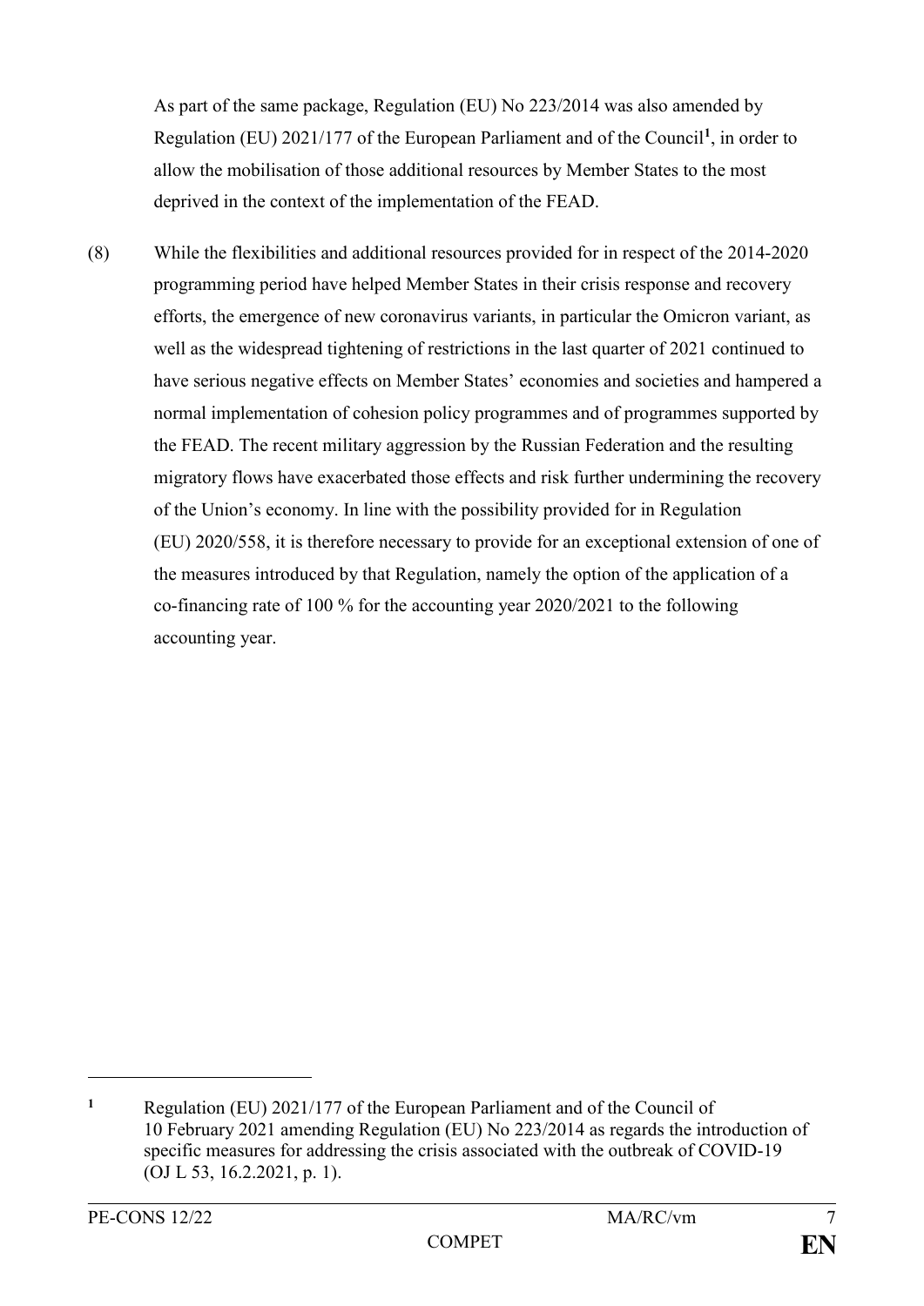As part of the same package, Regulation (EU) No 223/2014 was also amended by Regulation (EU) 2021/177 of the European Parliament and of the Council[1], in order to allow the mobilisation of those additional resources by Member States to the most deprived in the context of the implementation of the FEAD.

(8) While the flexibilities and additional resources provided for in respect of the 2014-2020 programming period have helped Member States in their crisis response and recovery efforts, the emergence of new coronavirus variants, in particular the Omicron variant, as well as the widespread tightening of restrictions in the last quarter of 2021 continued to have serious negative effects on Member States' economies and societies and hampered a normal implementation of cohesion policy programmes and of programmes supported by the FEAD. The recent military aggression by the Russian Federation and the resulting migratory flows have exacerbated those effects and risk further undermining the recovery of the Union's economy. In line with the possibility provided for in Regulation (EU) 2020/558, it is therefore necessary to provide for an exceptional extension of one of the measures introduced by that Regulation, namely the option of the application of a co-financing rate of 100 % for the accounting year 2020/2021 to the following accounting year.

---

[1] Regulation (EU) 2021/177 of the European Parliament and of the Council of 10 February 2021 amending Regulation (EU) No 223/2014 as regards the introduction of specific measures for addressing the crisis associated with the outbreak of COVID-19 (OJ L 53, 16.2.2021, p. 1).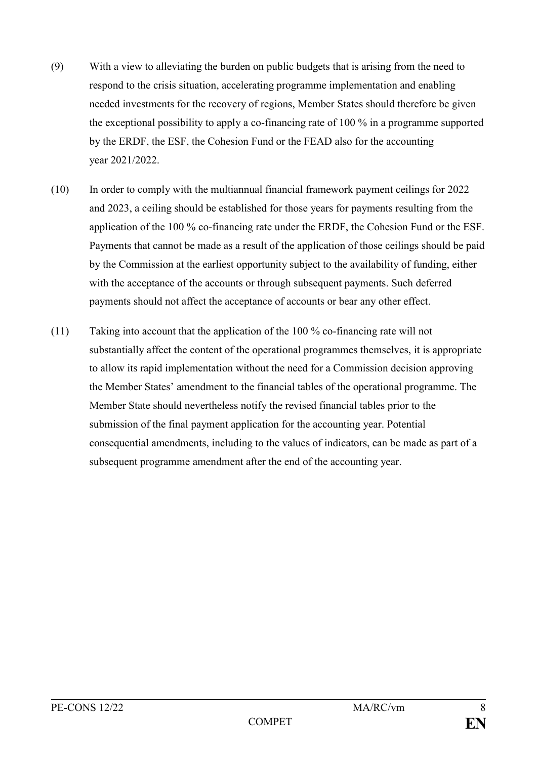(9) With a view to alleviating the burden on public budgets that is arising from the need to respond to the crisis situation, accelerating programme implementation and enabling needed investments for the recovery of regions, Member States should therefore be given the exceptional possibility to apply a co-financing rate of 100 % in a programme supported by the ERDF, the ESF, the Cohesion Fund or the FEAD also for the accounting year 2021/2022.

(10) In order to comply with the multiannual financial framework payment ceilings for 2022 and 2023, a ceiling should be established for those years for payments resulting from the application of the 100 % co-financing rate under the ERDF, the Cohesion Fund or the ESF. Payments that cannot be made as a result of the application of those ceilings should be paid by the Commission at the earliest opportunity subject to the availability of funding, either with the acceptance of the accounts or through subsequent payments. Such deferred payments should not affect the acceptance of accounts or bear any other effect.

(11) Taking into account that the application of the 100 % co-financing rate will not substantially affect the content of the operational programmes themselves, it is appropriate to allow its rapid implementation without the need for a Commission decision approving the Member States' amendment to the financial tables of the operational programme. The Member State should nevertheless notify the revised financial tables prior to the submission of the final payment application for the accounting year. Potential consequential amendments, including to the values of indicators, can be made as part of a subsequent programme amendment after the end of the accounting year.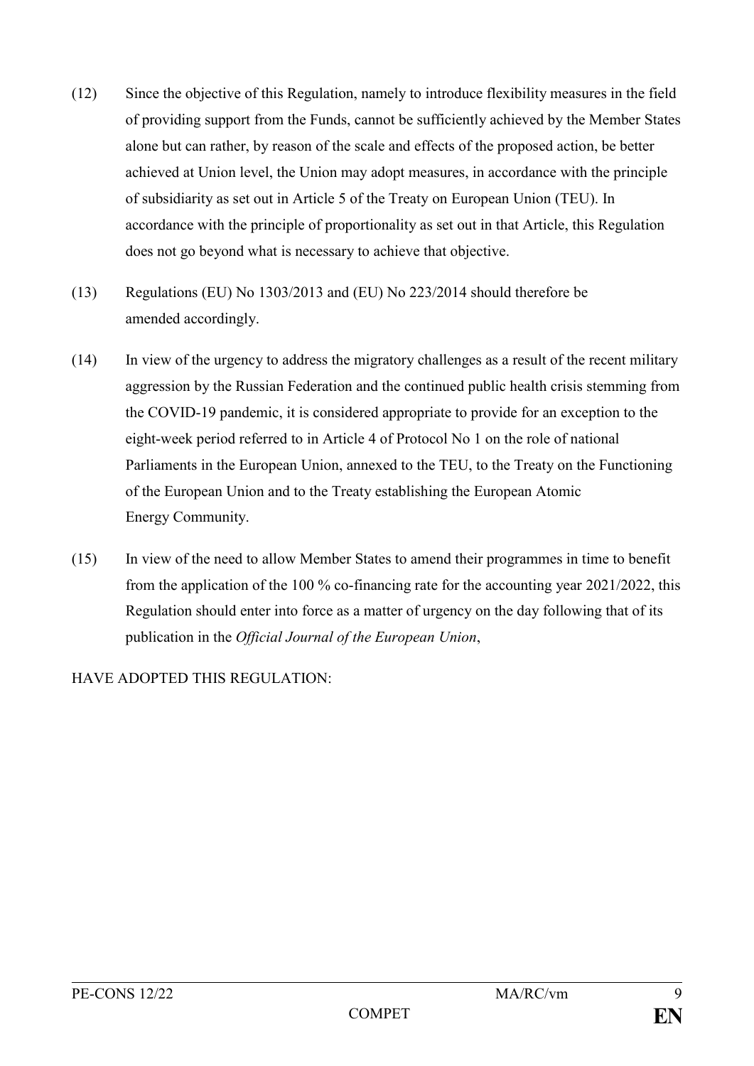(12) Since the objective of this Regulation, namely to introduce flexibility measures in the field of providing support from the Funds, cannot be sufficiently achieved by the Member States alone but can rather, by reason of the scale and effects of the proposed action, be better achieved at Union level, the Union may adopt measures, in accordance with the principle of subsidiarity as set out in Article 5 of the Treaty on European Union (TEU). In accordance with the principle of proportionality as set out in that Article, this Regulation does not go beyond what is necessary to achieve that objective.

(13) Regulations (EU) No 1303/2013 and (EU) No 223/2014 should therefore be amended accordingly.

(14) In view of the urgency to address the migratory challenges as a result of the recent military aggression by the Russian Federation and the continued public health crisis stemming from the COVID-19 pandemic, it is considered appropriate to provide for an exception to the eight-week period referred to in Article 4 of Protocol No 1 on the role of national Parliaments in the European Union, annexed to the TEU, to the Treaty on the Functioning of the European Union and to the Treaty establishing the European Atomic Energy Community.

(15) In view of the need to allow Member States to amend their programmes in time to benefit from the application of the 100 % co-financing rate for the accounting year 2021/2022, this Regulation should enter into force as a matter of urgency on the day following that of its publication in the *Official Journal of the European Union*,

HAVE ADOPTED THIS REGULATION: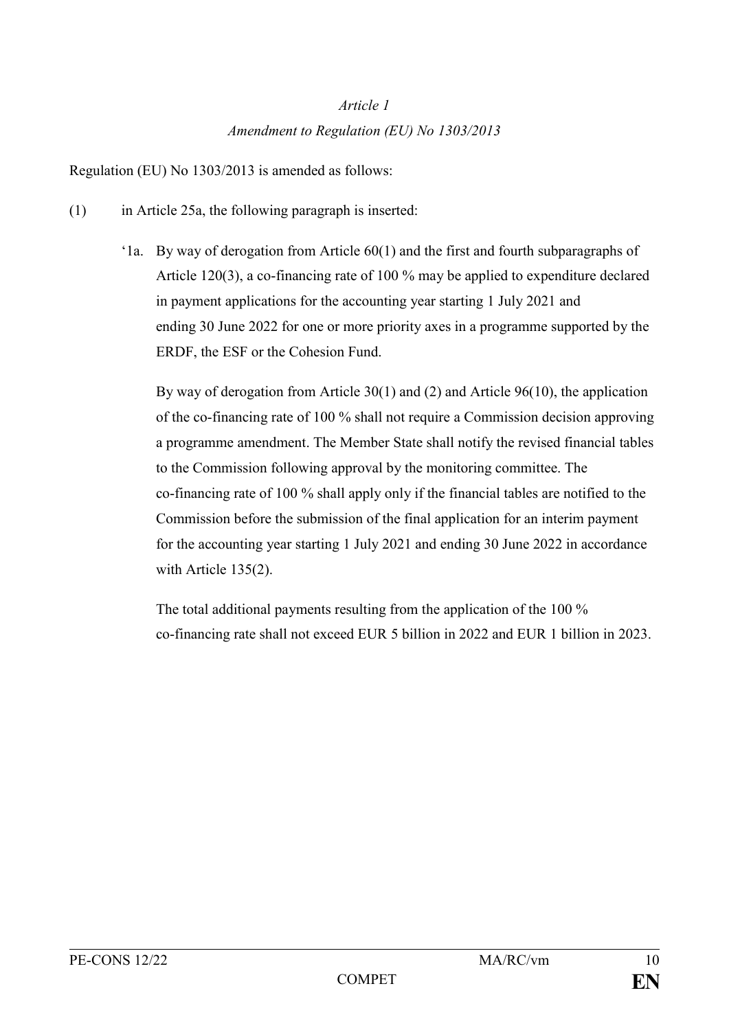*Article 1*

*Amendment to Regulation (EU) No 1303/2013*

Regulation (EU) No 1303/2013 is amended as follows:

(1) in Article 25a, the following paragraph is inserted:

'1a. By way of derogation from Article 60(1) and the first and fourth subparagraphs of Article 120(3), a co-financing rate of 100 % may be applied to expenditure declared in payment applications for the accounting year starting 1 July 2021 and ending 30 June 2022 for one or more priority axes in a programme supported by the ERDF, the ESF or the Cohesion Fund.

By way of derogation from Article 30(1) and (2) and Article 96(10), the application of the co-financing rate of 100 % shall not require a Commission decision approving a programme amendment. The Member State shall notify the revised financial tables to the Commission following approval by the monitoring committee. The co-financing rate of 100 % shall apply only if the financial tables are notified to the Commission before the submission of the final application for an interim payment for the accounting year starting 1 July 2021 and ending 30 June 2022 in accordance with Article 135(2).

The total additional payments resulting from the application of the 100 % co-financing rate shall not exceed EUR 5 billion in 2022 and EUR 1 billion in 2023.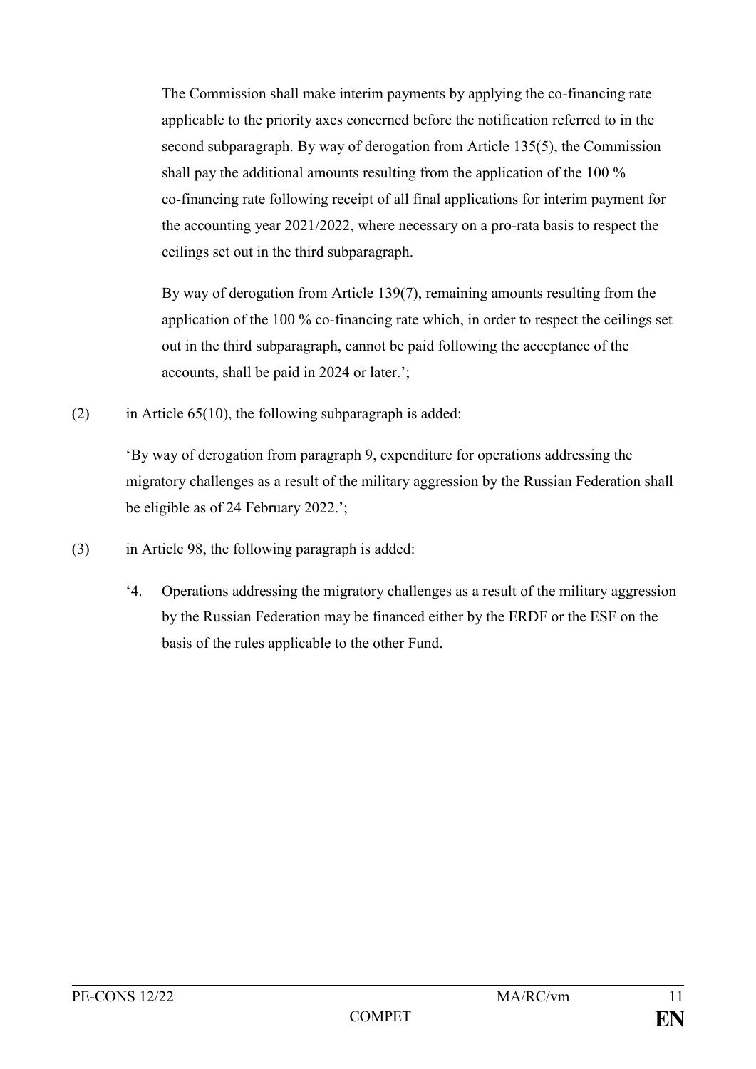The Commission shall make interim payments by applying the co-financing rate applicable to the priority axes concerned before the notification referred to in the second subparagraph. By way of derogation from Article 135(5), the Commission shall pay the additional amounts resulting from the application of the 100 % co-financing rate following receipt of all final applications for interim payment for the accounting year 2021/2022, where necessary on a pro-rata basis to respect the ceilings set out in the third subparagraph.

By way of derogation from Article 139(7), remaining amounts resulting from the application of the 100 % co-financing rate which, in order to respect the ceilings set out in the third subparagraph, cannot be paid following the acceptance of the accounts, shall be paid in 2024 or later.';

(2) in Article 65(10), the following subparagraph is added:

'By way of derogation from paragraph 9, expenditure for operations addressing the migratory challenges as a result of the military aggression by the Russian Federation shall be eligible as of 24 February 2022.';

(3) in Article 98, the following paragraph is added:

'4. Operations addressing the migratory challenges as a result of the military aggression by the Russian Federation may be financed either by the ERDF or the ESF on the basis of the rules applicable to the other Fund.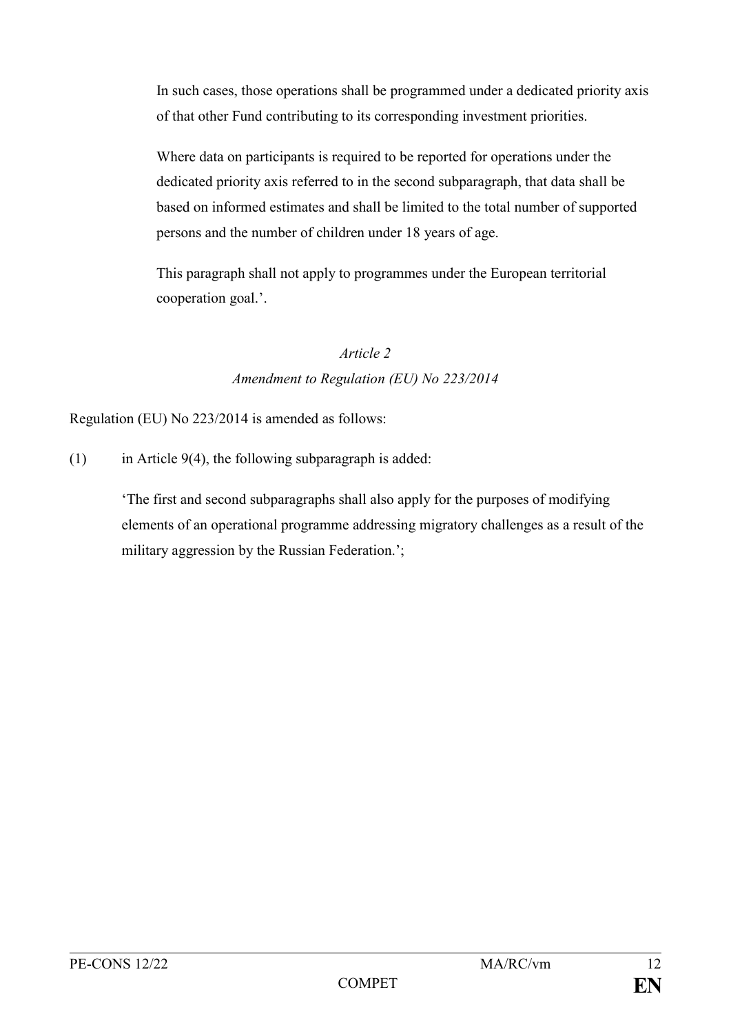In such cases, those operations shall be programmed under a dedicated priority axis of that other Fund contributing to its corresponding investment priorities.

Where data on participants is required to be reported for operations under the dedicated priority axis referred to in the second subparagraph, that data shall be based on informed estimates and shall be limited to the total number of supported persons and the number of children under 18 years of age.

This paragraph shall not apply to programmes under the European territorial cooperation goal.'.

*Article 2*

*Amendment to Regulation (EU) No 223/2014*

Regulation (EU) No 223/2014 is amended as follows:

(1) in Article 9(4), the following subparagraph is added:

'The first and second subparagraphs shall also apply for the purposes of modifying elements of an operational programme addressing migratory challenges as a result of the military aggression by the Russian Federation.';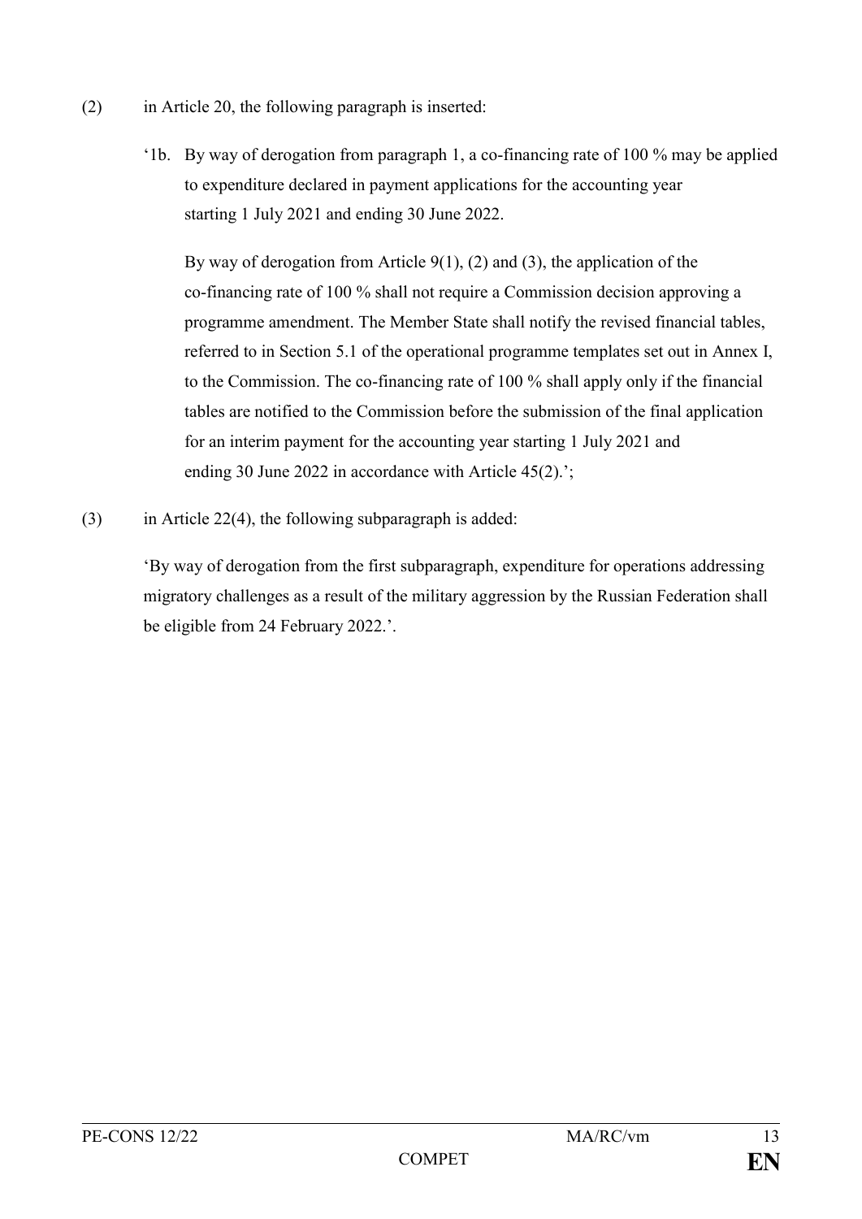(2) in Article 20, the following paragraph is inserted:

> '1b. By way of derogation from paragraph 1, a co-financing rate of 100 % may be applied to expenditure declared in payment applications for the accounting year starting 1 July 2021 and ending 30 June 2022.
>
> By way of derogation from Article 9(1), (2) and (3), the application of the co-financing rate of 100 % shall not require a Commission decision approving a programme amendment. The Member State shall notify the revised financial tables, referred to in Section 5.1 of the operational programme templates set out in Annex I, to the Commission. The co-financing rate of 100 % shall apply only if the financial tables are notified to the Commission before the submission of the final application for an interim payment for the accounting year starting 1 July 2021 and ending 30 June 2022 in accordance with Article 45(2).';

(3) in Article 22(4), the following subparagraph is added:

> 'By way of derogation from the first subparagraph, expenditure for operations addressing migratory challenges as a result of the military aggression by the Russian Federation shall be eligible from 24 February 2022.'.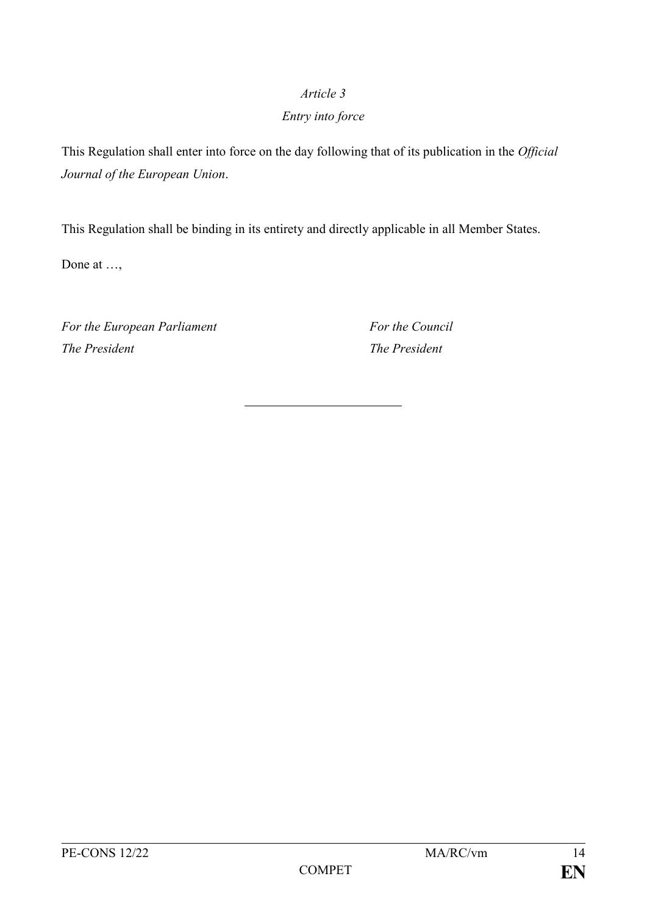*Article 3*

*Entry into force*

This Regulation shall enter into force on the day following that of its publication in the *Official Journal of the European Union*.

This Regulation shall be binding in its entirety and directly applicable in all Member States.

Done at …,

*For the European Parliament*
*The President*

*For the Council*
*The President*